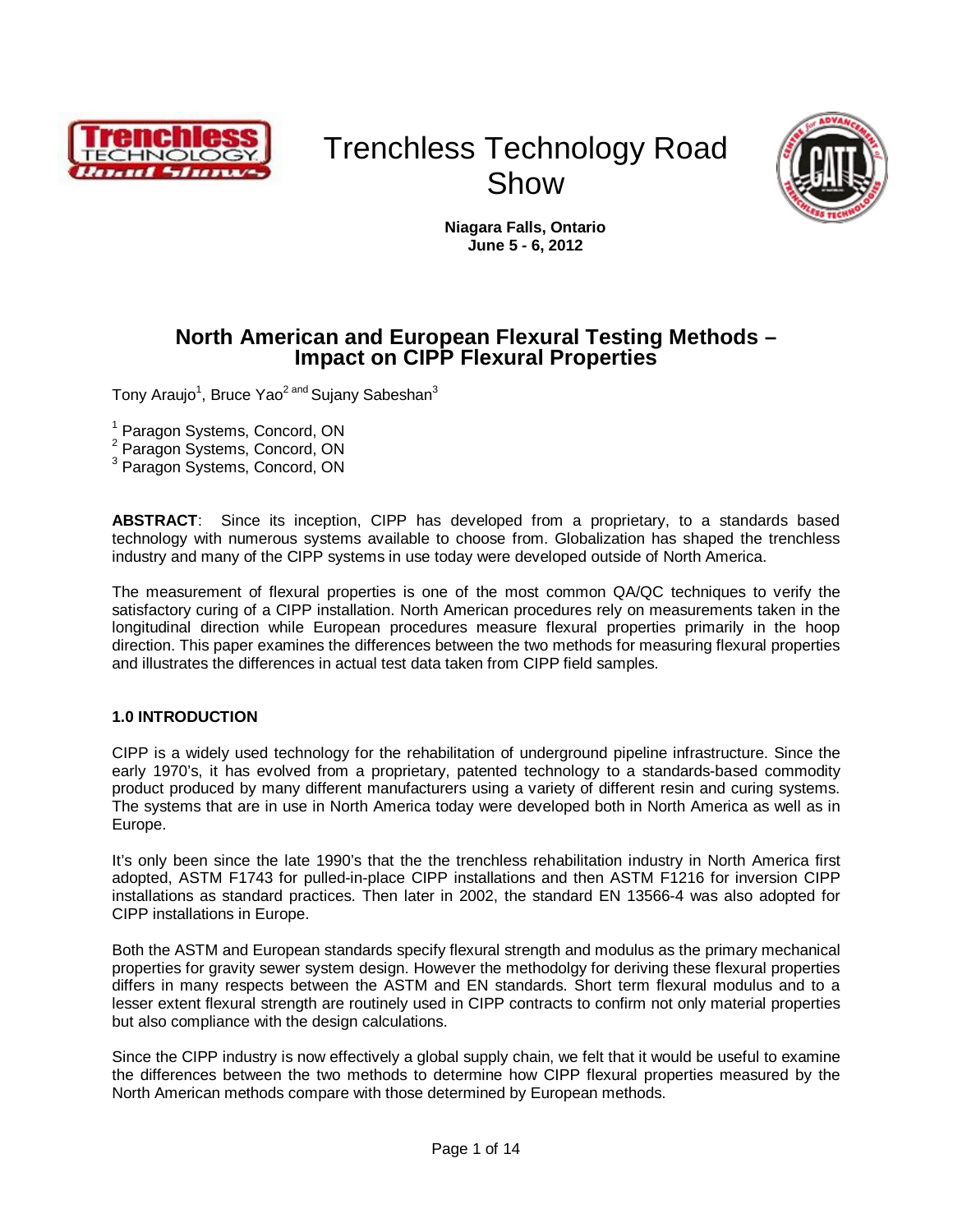# Trenchless Technology Road Show

**Niagara Falls, Ontario**
**June 5 - 6, 2012**

## North American and European Flexural Testing Methods – Impact on CIPP Flexural Properties

Tony Araujo[1], Bruce Yao[2 and] Sujany Sabeshan[3]

[1] Paragon Systems, Concord, ON
[2] Paragon Systems, Concord, ON
[3] Paragon Systems, Concord, ON

**ABSTRACT**: Since its inception, CIPP has developed from a proprietary, to a standards based technology with numerous systems available to choose from. Globalization has shaped the trenchless industry and many of the CIPP systems in use today were developed outside of North America.

The measurement of flexural properties is one of the most common QA/QC techniques to verify the satisfactory curing of a CIPP installation. North American procedures rely on measurements taken in the longitudinal direction while European procedures measure flexural properties primarily in the hoop direction. This paper examines the differences between the two methods for measuring flexural properties and illustrates the differences in actual test data taken from CIPP field samples.

### 1.0 INTRODUCTION

CIPP is a widely used technology for the rehabilitation of underground pipeline infrastructure. Since the early 1970's, it has evolved from a proprietary, patented technology to a standards-based commodity product produced by many different manufacturers using a variety of different resin and curing systems. The systems that are in use in North America today were developed both in North America as well as in Europe.

It's only been since the late 1990's that the the trenchless rehabilitation industry in North America first adopted, ASTM F1743 for pulled-in-place CIPP installations and then ASTM F1216 for inversion CIPP installations as standard practices. Then later in 2002, the standard EN 13566-4 was also adopted for CIPP installations in Europe.

Both the ASTM and European standards specify flexural strength and modulus as the primary mechanical properties for gravity sewer system design. However the methodolgy for deriving these flexural properties differs in many respects between the ASTM and EN standards. Short term flexural modulus and to a lesser extent flexural strength are routinely used in CIPP contracts to confirm not only material properties but also compliance with the design calculations.

Since the CIPP industry is now effectively a global supply chain, we felt that it would be useful to examine the differences between the two methods to determine how CIPP flexural properties measured by the North American methods compare with those determined by European methods.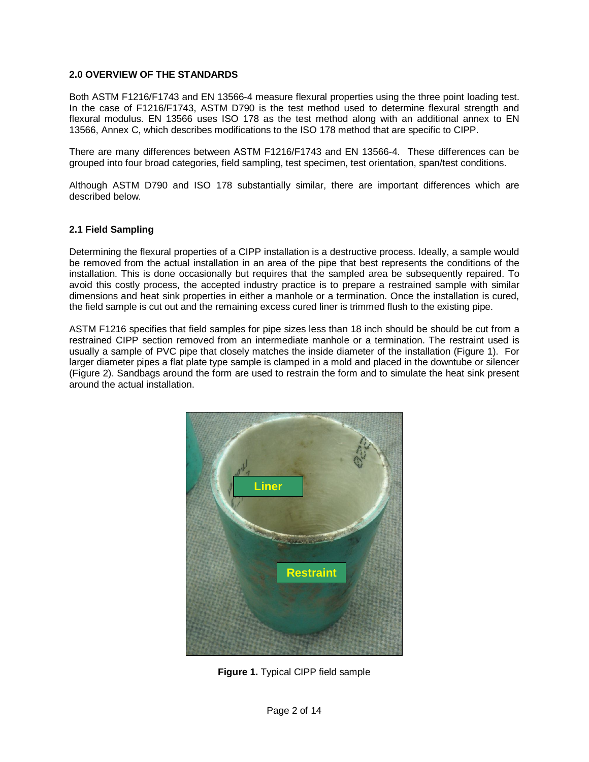## 2.0 OVERVIEW OF THE STANDARDS

Both ASTM F1216/F1743 and EN 13566-4 measure flexural properties using the three point loading test. In the case of F1216/F1743, ASTM D790 is the test method used to determine flexural strength and flexural modulus. EN 13566 uses ISO 178 as the test method along with an additional annex to EN 13566, Annex C, which describes modifications to the ISO 178 method that are specific to CIPP.

There are many differences between ASTM F1216/F1743 and EN 13566-4. These differences can be grouped into four broad categories, field sampling, test specimen, test orientation, span/test conditions.

Although ASTM D790 and ISO 178 substantially similar, there are important differences which are described below.

### 2.1 Field Sampling

Determining the flexural properties of a CIPP installation is a destructive process. Ideally, a sample would be removed from the actual installation in an area of the pipe that best represents the conditions of the installation. This is done occasionally but requires that the sampled area be subsequently repaired. To avoid this costly process, the accepted industry practice is to prepare a restrained sample with similar dimensions and heat sink properties in either a manhole or a termination. Once the installation is cured, the field sample is cut out and the remaining excess cured liner is trimmed flush to the existing pipe.

ASTM F1216 specifies that field samples for pipe sizes less than 18 inch should be should be cut from a restrained CIPP section removed from an intermediate manhole or a termination. The restraint used is usually a sample of PVC pipe that closely matches the inside diameter of the installation (Figure 1). For larger diameter pipes a flat plate type sample is clamped in a mold and placed in the downtube or silencer (Figure 2). Sandbags around the form are used to restrain the form and to simulate the heat sink present around the actual installation.

**Figure 1.** Typical CIPP field sample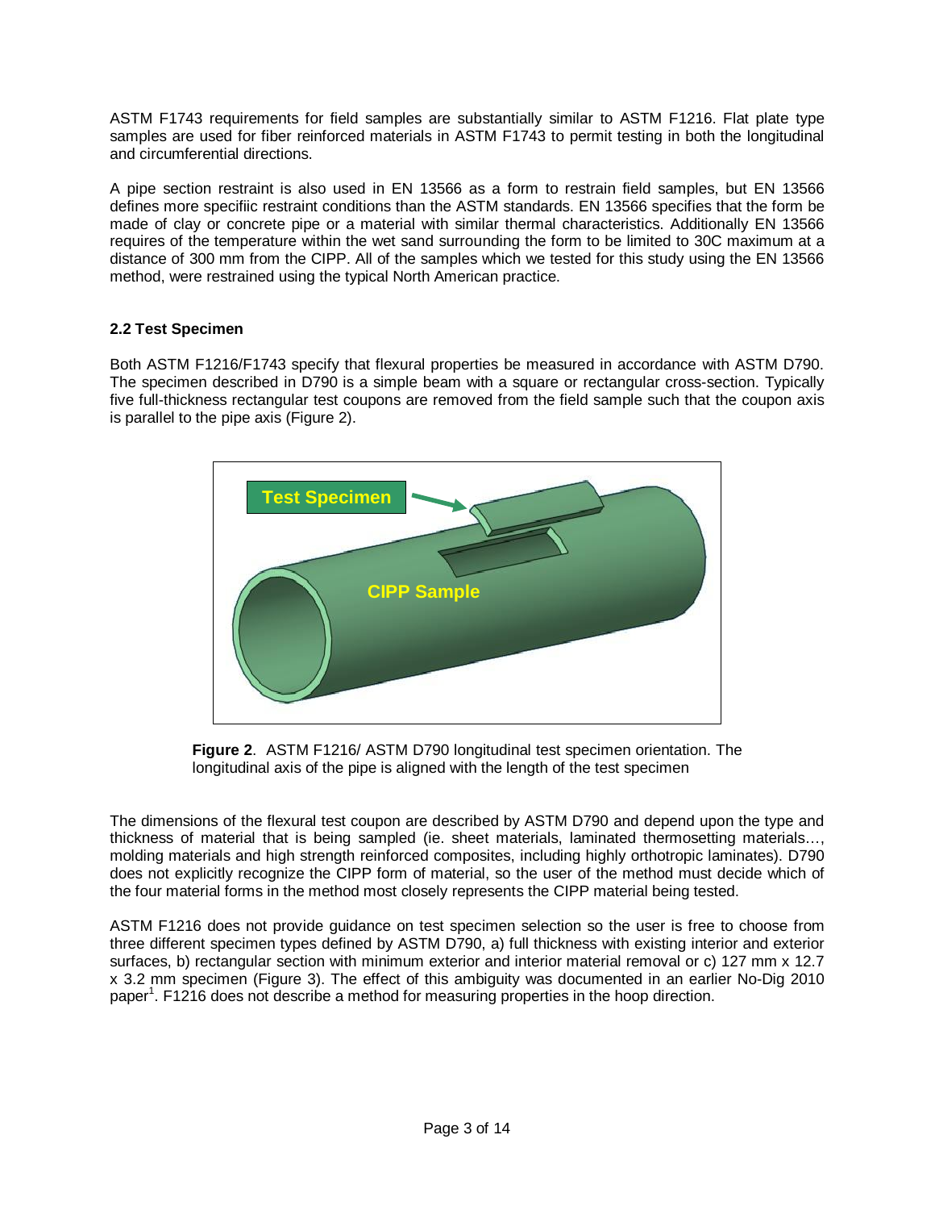ASTM F1743 requirements for field samples are substantially similar to ASTM F1216. Flat plate type samples are used for fiber reinforced materials in ASTM F1743 to permit testing in both the longitudinal and circumferential directions.

A pipe section restraint is also used in EN 13566 as a form to restrain field samples, but EN 13566 defines more specifiic restraint conditions than the ASTM standards. EN 13566 specifies that the form be made of clay or concrete pipe or a material with similar thermal characteristics. Additionally EN 13566 requires of the temperature within the wet sand surrounding the form to be limited to 30C maximum at a distance of 300 mm from the CIPP. All of the samples which we tested for this study using the EN 13566 method, were restrained using the typical North American practice.

### 2.2 Test Specimen

Both ASTM F1216/F1743 specify that flexural properties be measured in accordance with ASTM D790. The specimen described in D790 is a simple beam with a square or rectangular cross-section. Typically five full-thickness rectangular test coupons are removed from the field sample such that the coupon axis is parallel to the pipe axis (Figure 2).

**Figure 2**. ASTM F1216/ ASTM D790 longitudinal test specimen orientation. The longitudinal axis of the pipe is aligned with the length of the test specimen

The dimensions of the flexural test coupon are described by ASTM D790 and depend upon the type and thickness of material that is being sampled (ie. sheet materials, laminated thermosetting materials…, molding materials and high strength reinforced composites, including highly orthotropic laminates). D790 does not explicitly recognize the CIPP form of material, so the user of the method must decide which of the four material forms in the method most closely represents the CIPP material being tested.

ASTM F1216 does not provide guidance on test specimen selection so the user is free to choose from three different specimen types defined by ASTM D790, a) full thickness with existing interior and exterior surfaces, b) rectangular section with minimum exterior and interior material removal or c) 127 mm x 12.7 x 3.2 mm specimen (Figure 3). The effect of this ambiguity was documented in an earlier No-Dig 2010 paper[1]. F1216 does not describe a method for measuring properties in the hoop direction.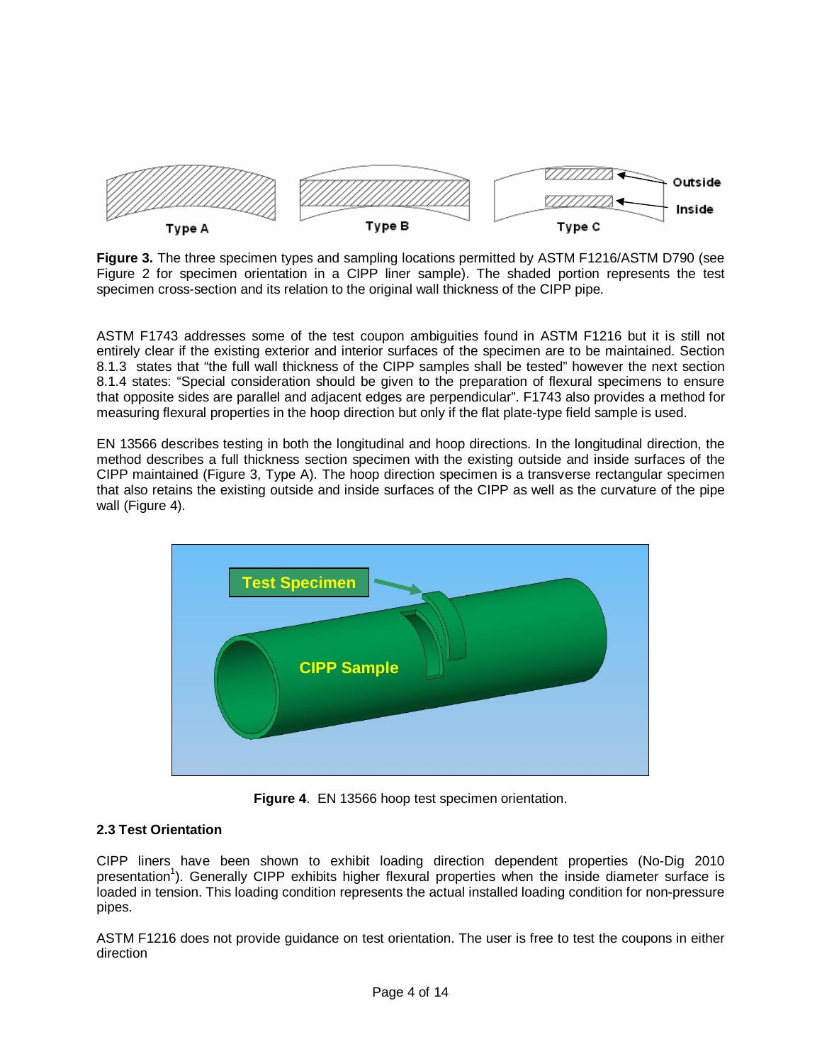**Figure 3.** The three specimen types and sampling locations permitted by ASTM F1216/ASTM D790 (see Figure 2 for specimen orientation in a CIPP liner sample). The shaded portion represents the test specimen cross-section and its relation to the original wall thickness of the CIPP pipe.

ASTM F1743 addresses some of the test coupon ambiguities found in ASTM F1216 but it is still not entirely clear if the existing exterior and interior surfaces of the specimen are to be maintained. Section 8.1.3 states that "the full wall thickness of the CIPP samples shall be tested" however the next section 8.1.4 states: "Special consideration should be given to the preparation of flexural specimens to ensure that opposite sides are parallel and adjacent edges are perpendicular". F1743 also provides a method for measuring flexural properties in the hoop direction but only if the flat plate-type field sample is used.

EN 13566 describes testing in both the longitudinal and hoop directions. In the longitudinal direction, the method describes a full thickness section specimen with the existing outside and inside surfaces of the CIPP maintained (Figure 3, Type A). The hoop direction specimen is a transverse rectangular specimen that also retains the existing outside and inside surfaces of the CIPP as well as the curvature of the pipe wall (Figure 4).

**Figure 4**. EN 13566 hoop test specimen orientation.

### 2.3 Test Orientation

CIPP liners have been shown to exhibit loading direction dependent properties (No-Dig 2010 presentation[1]). Generally CIPP exhibits higher flexural properties when the inside diameter surface is loaded in tension. This loading condition represents the actual installed loading condition for non-pressure pipes.

ASTM F1216 does not provide guidance on test orientation. The user is free to test the coupons in either direction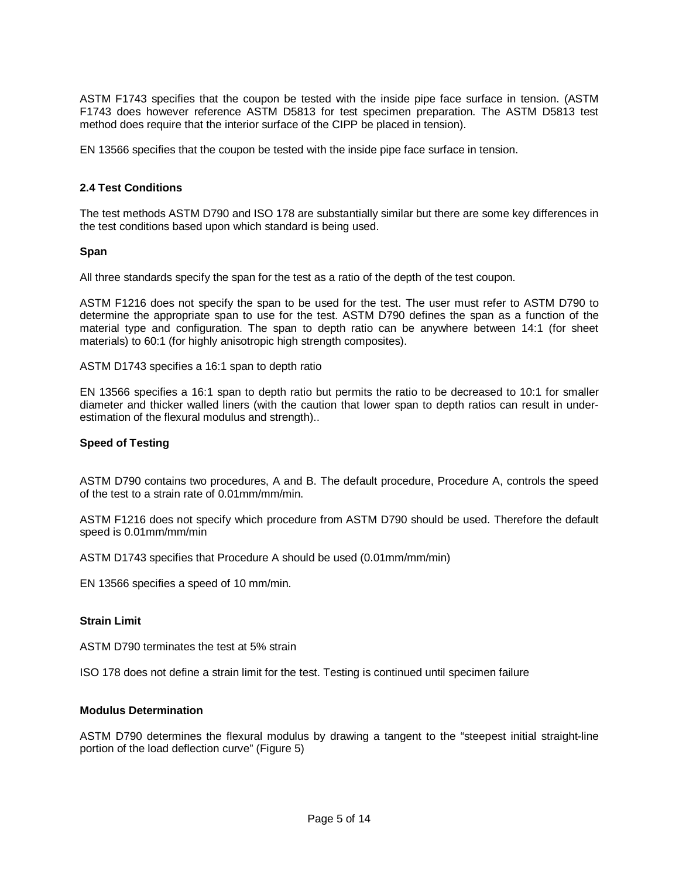ASTM F1743 specifies that the coupon be tested with the inside pipe face surface in tension. (ASTM F1743 does however reference ASTM D5813 for test specimen preparation. The ASTM D5813 test method does require that the interior surface of the CIPP be placed in tension).

EN 13566 specifies that the coupon be tested with the inside pipe face surface in tension.

### 2.4 Test Conditions

The test methods ASTM D790 and ISO 178 are substantially similar but there are some key differences in the test conditions based upon which standard is being used.

#### Span

All three standards specify the span for the test as a ratio of the depth of the test coupon.

ASTM F1216 does not specify the span to be used for the test. The user must refer to ASTM D790 to determine the appropriate span to use for the test. ASTM D790 defines the span as a function of the material type and configuration. The span to depth ratio can be anywhere between 14:1 (for sheet materials) to 60:1 (for highly anisotropic high strength composites).

ASTM D1743 specifies a 16:1 span to depth ratio

EN 13566 specifies a 16:1 span to depth ratio but permits the ratio to be decreased to 10:1 for smaller diameter and thicker walled liners (with the caution that lower span to depth ratios can result in under-estimation of the flexural modulus and strength)..

#### Speed of Testing

ASTM D790 contains two procedures, A and B. The default procedure, Procedure A, controls the speed of the test to a strain rate of 0.01mm/mm/min.

ASTM F1216 does not specify which procedure from ASTM D790 should be used. Therefore the default speed is 0.01mm/mm/min

ASTM D1743 specifies that Procedure A should be used (0.01mm/mm/min)

EN 13566 specifies a speed of 10 mm/min.

#### Strain Limit

ASTM D790 terminates the test at 5% strain

ISO 178 does not define a strain limit for the test. Testing is continued until specimen failure

#### Modulus Determination

ASTM D790 determines the flexural modulus by drawing a tangent to the "steepest initial straight-line portion of the load deflection curve" (Figure 5)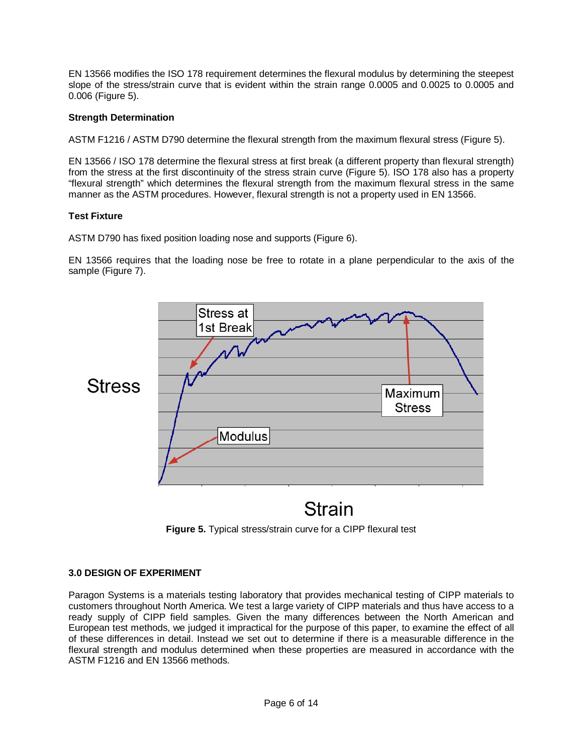EN 13566 modifies the ISO 178 requirement determines the flexural modulus by determining the steepest slope of the stress/strain curve that is evident within the strain range 0.0005 and 0.0025 to 0.0005 and 0.006 (Figure 5).

**Strength Determination**

ASTM F1216 / ASTM D790 determine the flexural strength from the maximum flexural stress (Figure 5).

EN 13566 / ISO 178 determine the flexural stress at first break (a different property than flexural strength) from the stress at the first discontinuity of the stress strain curve (Figure 5). ISO 178 also has a property “flexural strength” which determines the flexural strength from the maximum flexural stress in the same manner as the ASTM procedures. However, flexural strength is not a property used in EN 13566.

**Test Fixture**

ASTM D790 has fixed position loading nose and supports (Figure 6).

EN 13566 requires that the loading nose be free to rotate in a plane perpendicular to the axis of the sample (Figure 7).

**Figure 5.** Typical stress/strain curve for a CIPP flexural test

**3.0 DESIGN OF EXPERIMENT**

Paragon Systems is a materials testing laboratory that provides mechanical testing of CIPP materials to customers throughout North America. We test a large variety of CIPP materials and thus have access to a ready supply of CIPP field samples. Given the many differences between the North American and European test methods, we judged it impractical for the purpose of this paper, to examine the effect of all of these differences in detail. Instead we set out to determine if there is a measurable difference in the flexural strength and modulus determined when these properties are measured in accordance with the ASTM F1216 and EN 13566 methods.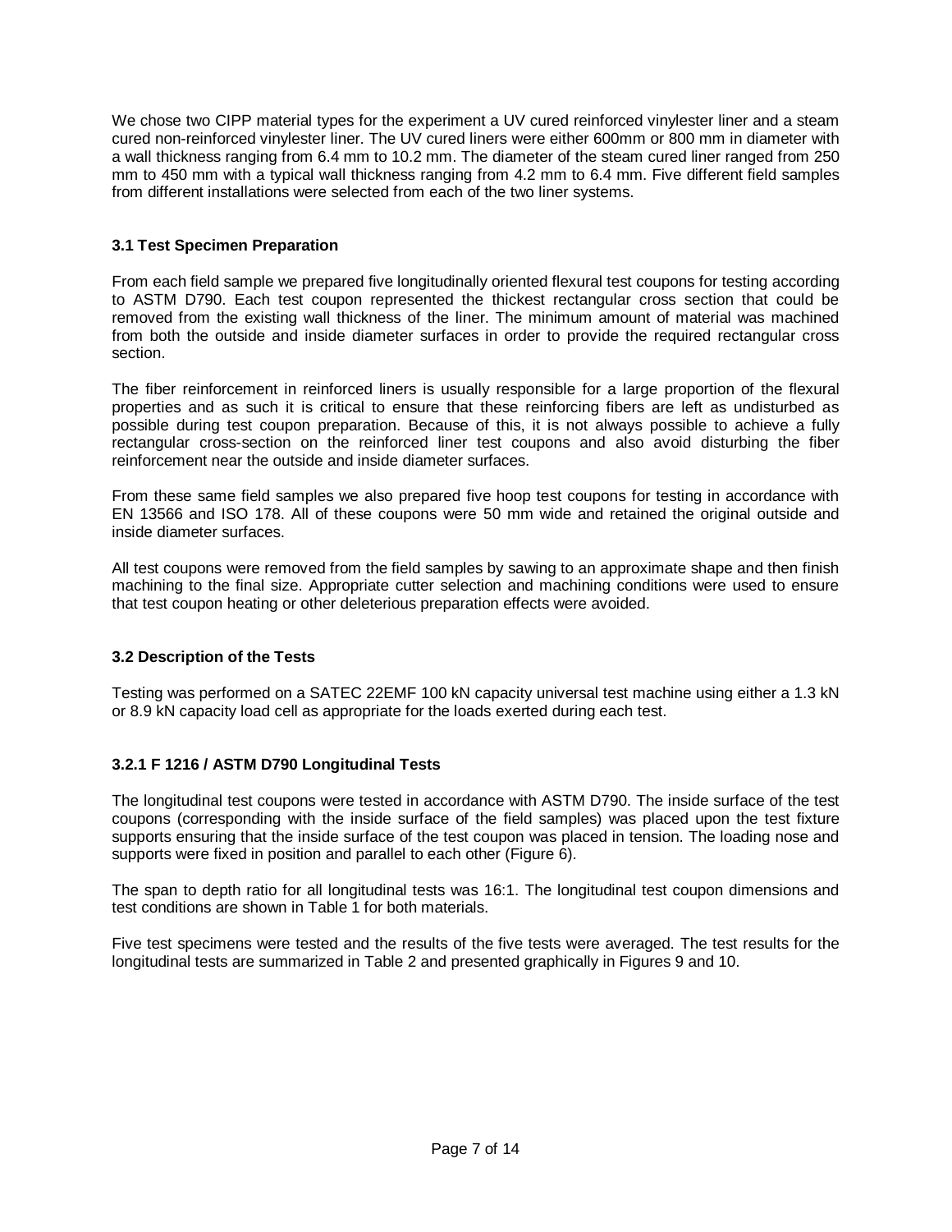We chose two CIPP material types for the experiment a UV cured reinforced vinylester liner and a steam cured non-reinforced vinylester liner. The UV cured liners were either 600mm or 800 mm in diameter with a wall thickness ranging from 6.4 mm to 10.2 mm. The diameter of the steam cured liner ranged from 250 mm to 450 mm with a typical wall thickness ranging from 4.2 mm to 6.4 mm. Five different field samples from different installations were selected from each of the two liner systems.

### 3.1 Test Specimen Preparation

From each field sample we prepared five longitudinally oriented flexural test coupons for testing according to ASTM D790. Each test coupon represented the thickest rectangular cross section that could be removed from the existing wall thickness of the liner. The minimum amount of material was machined from both the outside and inside diameter surfaces in order to provide the required rectangular cross section.

The fiber reinforcement in reinforced liners is usually responsible for a large proportion of the flexural properties and as such it is critical to ensure that these reinforcing fibers are left as undisturbed as possible during test coupon preparation. Because of this, it is not always possible to achieve a fully rectangular cross-section on the reinforced liner test coupons and also avoid disturbing the fiber reinforcement near the outside and inside diameter surfaces.

From these same field samples we also prepared five hoop test coupons for testing in accordance with EN 13566 and ISO 178. All of these coupons were 50 mm wide and retained the original outside and inside diameter surfaces.

All test coupons were removed from the field samples by sawing to an approximate shape and then finish machining to the final size. Appropriate cutter selection and machining conditions were used to ensure that test coupon heating or other deleterious preparation effects were avoided.

### 3.2 Description of the Tests

Testing was performed on a SATEC 22EMF 100 kN capacity universal test machine using either a 1.3 kN or 8.9 kN capacity load cell as appropriate for the loads exerted during each test.

#### 3.2.1 F 1216 / ASTM D790 Longitudinal Tests

The longitudinal test coupons were tested in accordance with ASTM D790. The inside surface of the test coupons (corresponding with the inside surface of the field samples) was placed upon the test fixture supports ensuring that the inside surface of the test coupon was placed in tension. The loading nose and supports were fixed in position and parallel to each other (Figure 6).

The span to depth ratio for all longitudinal tests was 16:1. The longitudinal test coupon dimensions and test conditions are shown in Table 1 for both materials.

Five test specimens were tested and the results of the five tests were averaged. The test results for the longitudinal tests are summarized in Table 2 and presented graphically in Figures 9 and 10.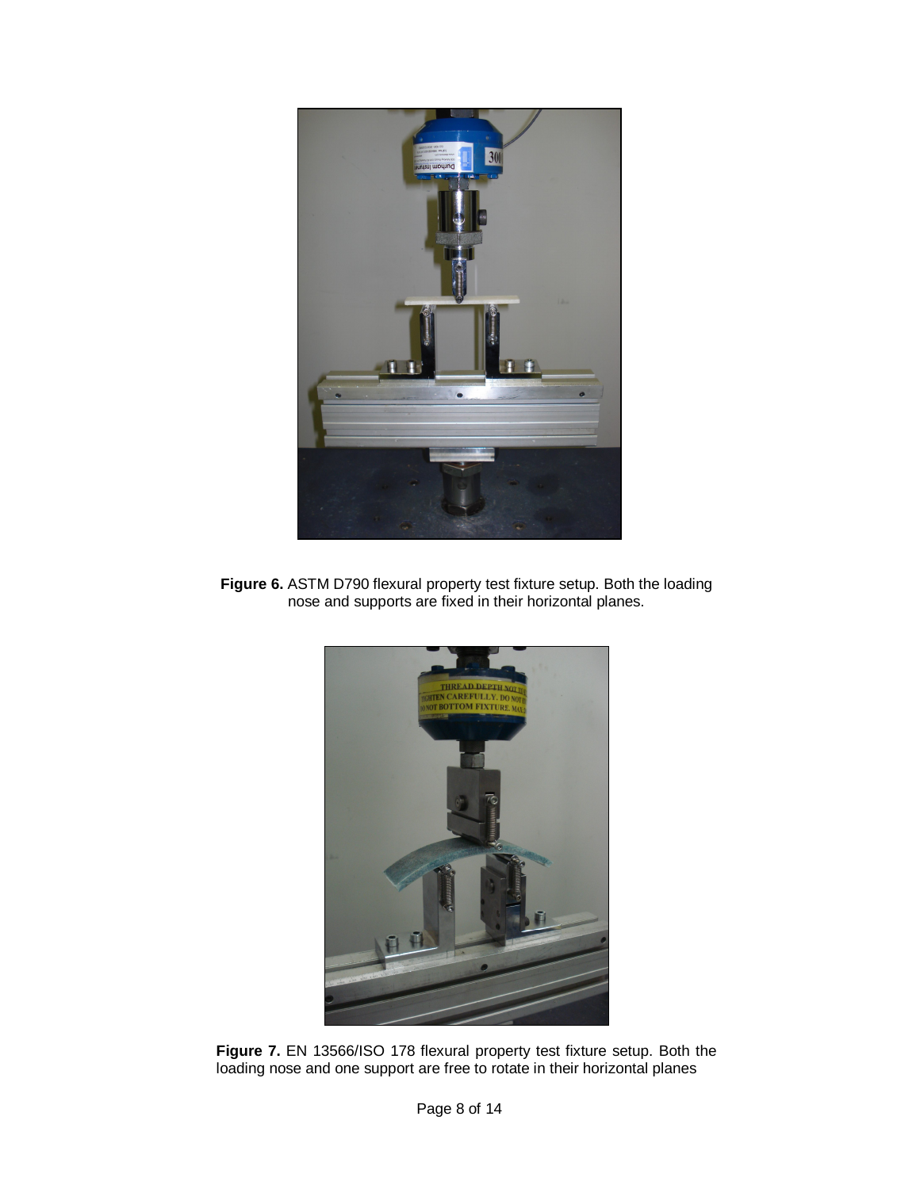**Figure 6.** ASTM D790 flexural property test fixture setup. Both the loading nose and supports are fixed in their horizontal planes.

**Figure 7.** EN 13566/ISO 178 flexural property test fixture setup. Both the loading nose and one support are free to rotate in their horizontal planes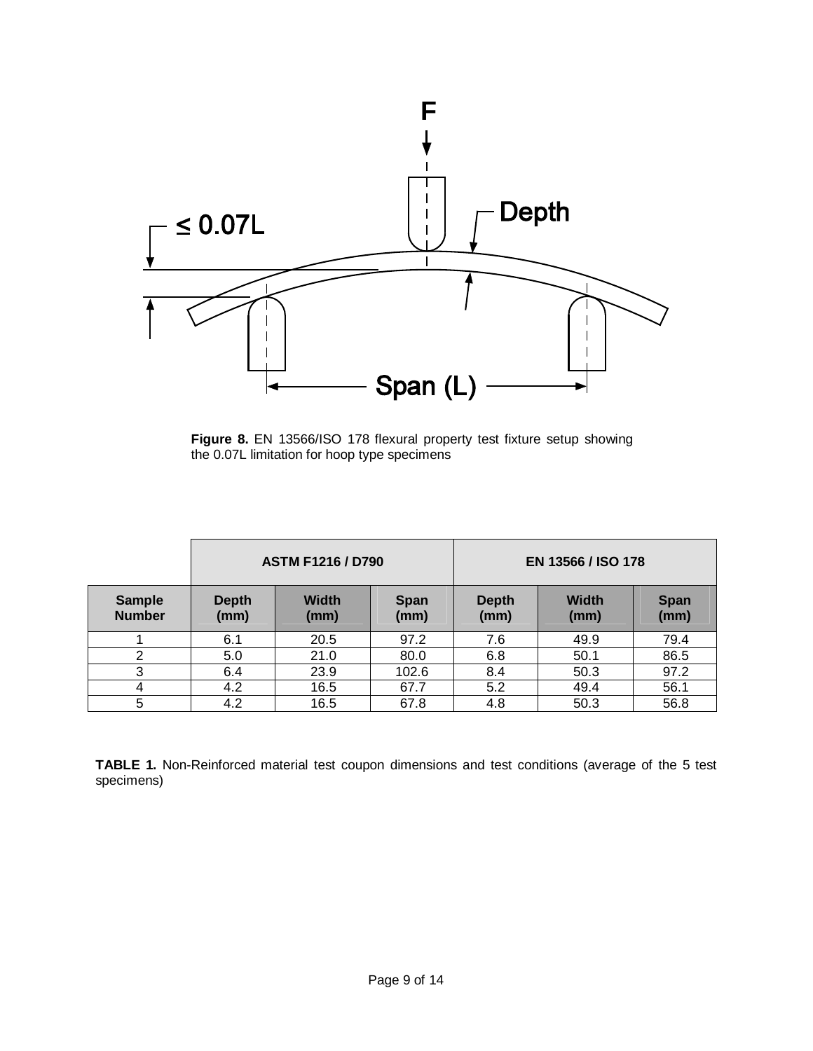**Figure 8.** EN 13566/ISO 178 flexural property test fixture setup showing the 0.07L limitation for hoop type specimens

| | ASTM F1216 / D790 | | | EN 13566 / ISO 178 | | |
|---|---|---|---|---|---|---|
| **Sample Number** | **Depth (mm)** | **Width (mm)** | **Span (mm)** | **Depth (mm)** | **Width (mm)** | **Span (mm)** |
| 1 | 6.1 | 20.5 | 97.2 | 7.6 | 49.9 | 79.4 |
| 2 | 5.0 | 21.0 | 80.0 | 6.8 | 50.1 | 86.5 |
| 3 | 6.4 | 23.9 | 102.6 | 8.4 | 50.3 | 97.2 |
| 4 | 4.2 | 16.5 | 67.7 | 5.2 | 49.4 | 56.1 |
| 5 | 4.2 | 16.5 | 67.8 | 4.8 | 50.3 | 56.8 |

**TABLE 1.** Non-Reinforced material test coupon dimensions and test conditions (average of the 5 test specimens)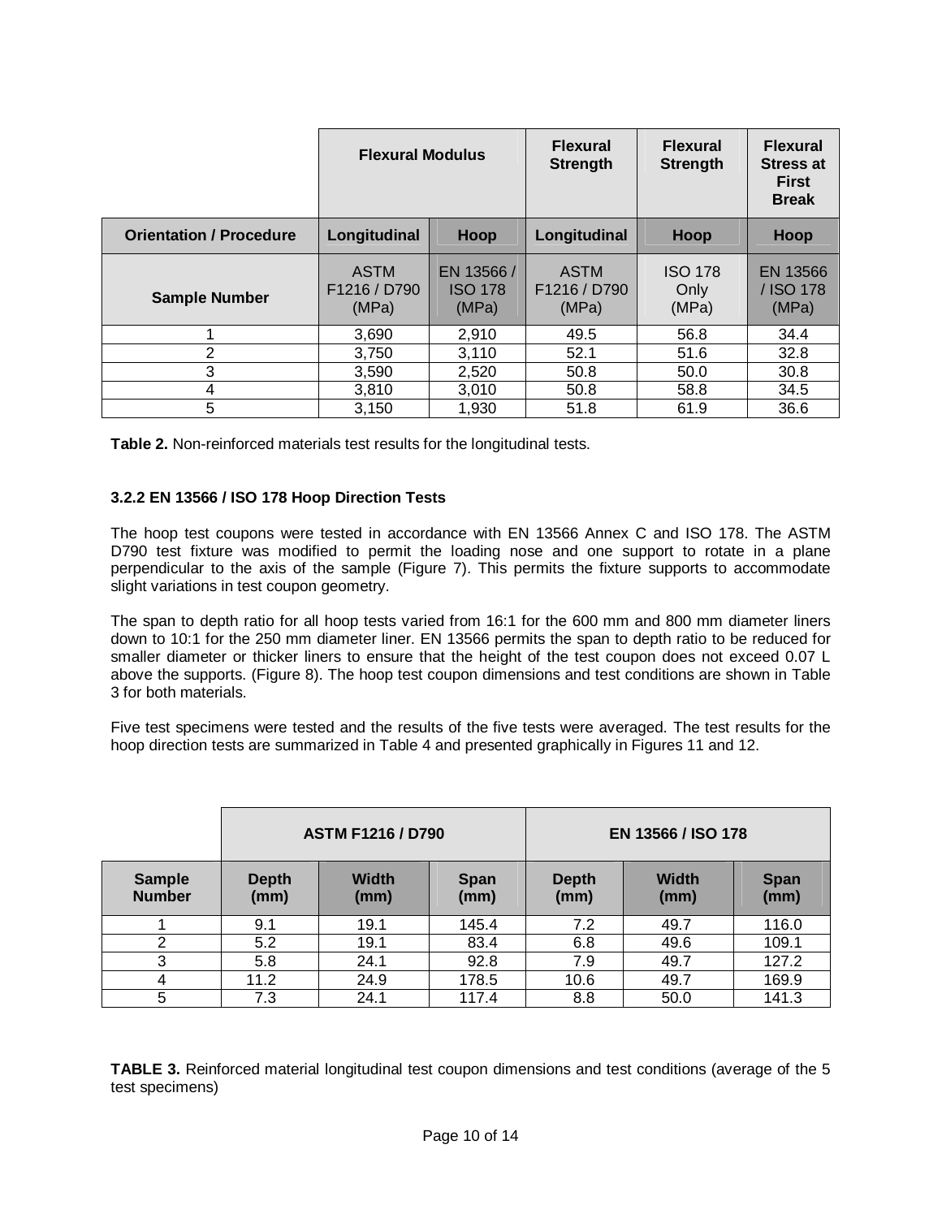| | Flexural Modulus | | Flexural Strength | Flexural Strength | Flexural Stress at First Break |
|---|---|---|---|---|---|
| **Orientation / Procedure** | **Longitudinal** | **Hoop** | **Longitudinal** | **Hoop** | **Hoop** |
| **Sample Number** | ASTM F1216 / D790 (MPa) | EN 13566 / ISO 178 (MPa) | ASTM F1216 / D790 (MPa) | ISO 178 Only (MPa) | EN 13566 / ISO 178 (MPa) |
| 1 | 3,690 | 2,910 | 49.5 | 56.8 | 34.4 |
| 2 | 3,750 | 3,110 | 52.1 | 51.6 | 32.8 |
| 3 | 3,590 | 2,520 | 50.8 | 50.0 | 30.8 |
| 4 | 3,810 | 3,010 | 50.8 | 58.8 | 34.5 |
| 5 | 3,150 | 1,930 | 51.8 | 61.9 | 36.6 |

**Table 2.** Non-reinforced materials test results for the longitudinal tests.

### 3.2.2 EN 13566 / ISO 178 Hoop Direction Tests

The hoop test coupons were tested in accordance with EN 13566 Annex C and ISO 178. The ASTM D790 test fixture was modified to permit the loading nose and one support to rotate in a plane perpendicular to the axis of the sample (Figure 7). This permits the fixture supports to accommodate slight variations in test coupon geometry.

The span to depth ratio for all hoop tests varied from 16:1 for the 600 mm and 800 mm diameter liners down to 10:1 for the 250 mm diameter liner. EN 13566 permits the span to depth ratio to be reduced for smaller diameter or thicker liners to ensure that the height of the test coupon does not exceed 0.07 L above the supports. (Figure 8). The hoop test coupon dimensions and test conditions are shown in Table 3 for both materials.

Five test specimens were tested and the results of the five tests were averaged. The test results for the hoop direction tests are summarized in Table 4 and presented graphically in Figures 11 and 12.

| | ASTM F1216 / D790 | | | EN 13566 / ISO 178 | | |
|---|---|---|---|---|---|---|
| **Sample Number** | **Depth (mm)** | **Width (mm)** | **Span (mm)** | **Depth (mm)** | **Width (mm)** | **Span (mm)** |
| 1 | 9.1 | 19.1 | 145.4 | 7.2 | 49.7 | 116.0 |
| 2 | 5.2 | 19.1 | 83.4 | 6.8 | 49.6 | 109.1 |
| 3 | 5.8 | 24.1 | 92.8 | 7.9 | 49.7 | 127.2 |
| 4 | 11.2 | 24.9 | 178.5 | 10.6 | 49.7 | 169.9 |
| 5 | 7.3 | 24.1 | 117.4 | 8.8 | 50.0 | 141.3 |

**TABLE 3.** Reinforced material longitudinal test coupon dimensions and test conditions (average of the 5 test specimens)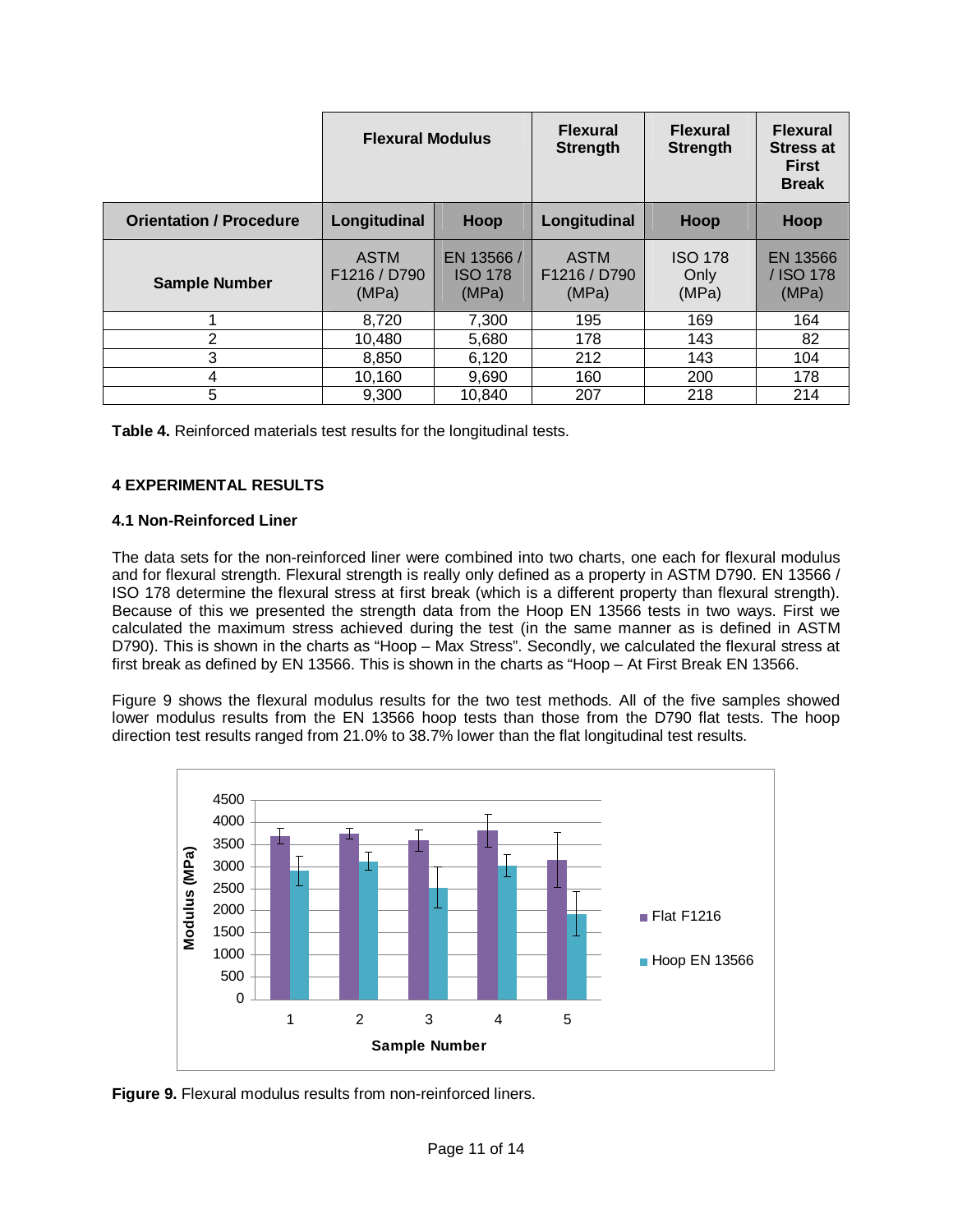| | Flexural Modulus | | Flexural Strength | Flexural Strength | Flexural Stress at First Break |
|---|---|---|---|---|---|
| **Orientation / Procedure** | **Longitudinal** | **Hoop** | **Longitudinal** | **Hoop** | **Hoop** |
| **Sample Number** | ASTM F1216 / D790 (MPa) | EN 13566 / ISO 178 (MPa) | ASTM F1216 / D790 (MPa) | ISO 178 Only (MPa) | EN 13566 / ISO 178 (MPa) |
| 1 | 8,720 | 7,300 | 195 | 169 | 164 |
| 2 | 10,480 | 5,680 | 178 | 143 | 82 |
| 3 | 8,850 | 6,120 | 212 | 143 | 104 |
| 4 | 10,160 | 9,690 | 160 | 200 | 178 |
| 5 | 9,300 | 10,840 | 207 | 218 | 214 |

**Table 4.** Reinforced materials test results for the longitudinal tests.

## 4 EXPERIMENTAL RESULTS

### 4.1 Non-Reinforced Liner

The data sets for the non-reinforced liner were combined into two charts, one each for flexural modulus and for flexural strength. Flexural strength is really only defined as a property in ASTM D790. EN 13566 / ISO 178 determine the flexural stress at first break (which is a different property than flexural strength). Because of this we presented the strength data from the Hoop EN 13566 tests in two ways. First we calculated the maximum stress achieved during the test (in the same manner as is defined in ASTM D790). This is shown in the charts as "Hoop – Max Stress". Secondly, we calculated the flexural stress at first break as defined by EN 13566. This is shown in the charts as "Hoop – At First Break EN 13566.

Figure 9 shows the flexural modulus results for the two test methods. All of the five samples showed lower modulus results from the EN 13566 hoop tests than those from the D790 flat tests. The hoop direction test results ranged from 21.0% to 38.7% lower than the flat longitudinal test results.

**Figure 9.** Flexural modulus results from non-reinforced liners.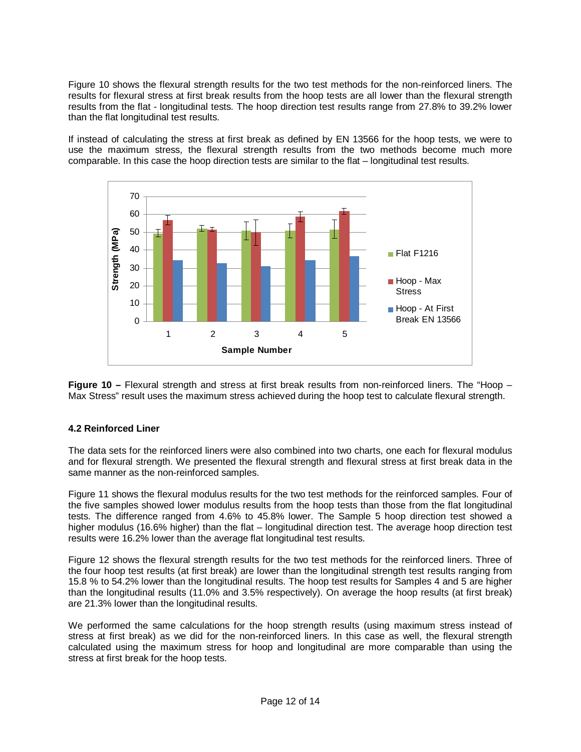Figure 10 shows the flexural strength results for the two test methods for the non-reinforced liners. The results for flexural stress at first break results from the hoop tests are all lower than the flexural strength results from the flat - longitudinal tests. The hoop direction test results range from 27.8% to 39.2% lower than the flat longitudinal test results.

If instead of calculating the stress at first break as defined by EN 13566 for the hoop tests, we were to use the maximum stress, the flexural strength results from the two methods become much more comparable. In this case the hoop direction tests are similar to the flat – longitudinal test results.

**Figure 10 –** Flexural strength and stress at first break results from non-reinforced liners. The "Hoop – Max Stress" result uses the maximum stress achieved during the hoop test to calculate flexural strength.

### 4.2 Reinforced Liner

The data sets for the reinforced liners were also combined into two charts, one each for flexural modulus and for flexural strength. We presented the flexural strength and flexural stress at first break data in the same manner as the non-reinforced samples.

Figure 11 shows the flexural modulus results for the two test methods for the reinforced samples. Four of the five samples showed lower modulus results from the hoop tests than those from the flat longitudinal tests. The difference ranged from 4.6% to 45.8% lower. The Sample 5 hoop direction test showed a higher modulus (16.6% higher) than the flat – longitudinal direction test. The average hoop direction test results were 16.2% lower than the average flat longitudinal test results.

Figure 12 shows the flexural strength results for the two test methods for the reinforced liners. Three of the four hoop test results (at first break) are lower than the longitudinal strength test results ranging from 15.8 % to 54.2% lower than the longitudinal results. The hoop test results for Samples 4 and 5 are higher than the longitudinal results (11.0% and 3.5% respectively). On average the hoop results (at first break) are 21.3% lower than the longitudinal results.

We performed the same calculations for the hoop strength results (using maximum stress instead of stress at first break) as we did for the non-reinforced liners. In this case as well, the flexural strength calculated using the maximum stress for hoop and longitudinal are more comparable than using the stress at first break for the hoop tests.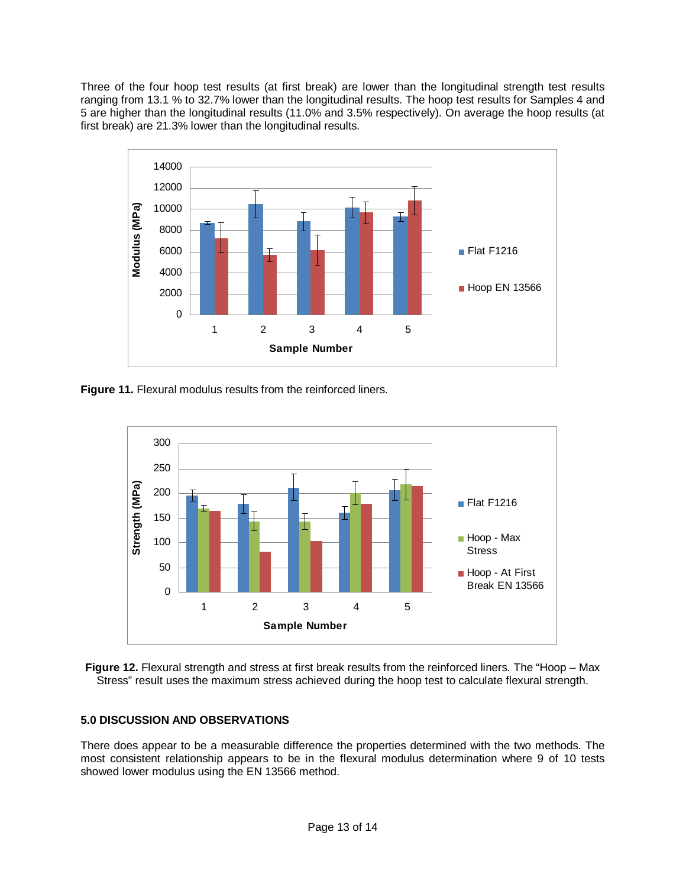Three of the four hoop test results (at first break) are lower than the longitudinal strength test results ranging from 13.1 % to 32.7% lower than the longitudinal results. The hoop test results for Samples 4 and 5 are higher than the longitudinal results (11.0% and 3.5% respectively). On average the hoop results (at first break) are 21.3% lower than the longitudinal results.

**Figure 11.** Flexural modulus results from the reinforced liners.

**Figure 12.** Flexural strength and stress at first break results from the reinforced liners. The "Hoop – Max Stress" result uses the maximum stress achieved during the hoop test to calculate flexural strength.

## 5.0 DISCUSSION AND OBSERVATIONS

There does appear to be a measurable difference the properties determined with the two methods. The most consistent relationship appears to be in the flexural modulus determination where 9 of 10 tests showed lower modulus using the EN 13566 method.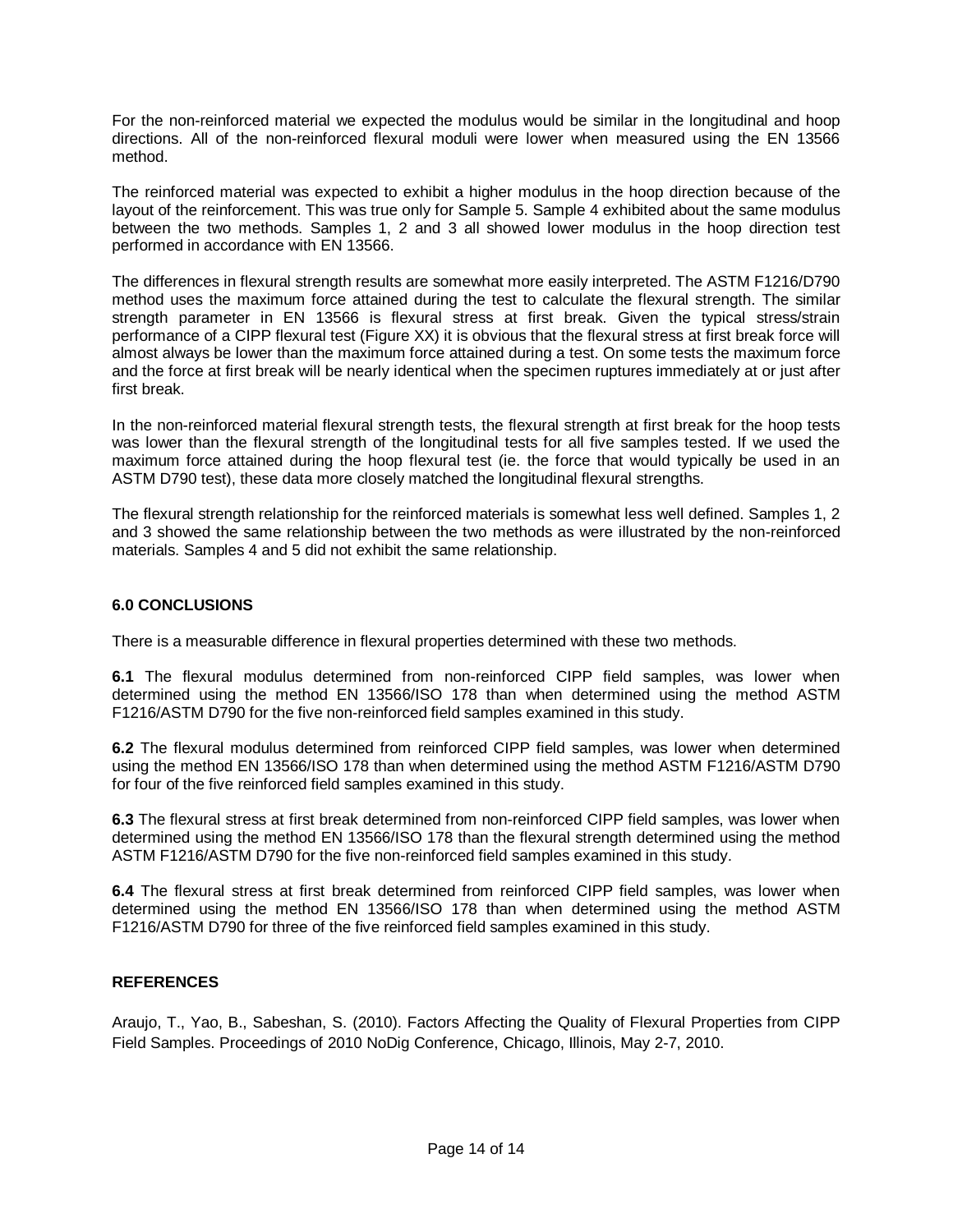For the non-reinforced material we expected the modulus would be similar in the longitudinal and hoop directions. All of the non-reinforced flexural moduli were lower when measured using the EN 13566 method.

The reinforced material was expected to exhibit a higher modulus in the hoop direction because of the layout of the reinforcement. This was true only for Sample 5. Sample 4 exhibited about the same modulus between the two methods. Samples 1, 2 and 3 all showed lower modulus in the hoop direction test performed in accordance with EN 13566.

The differences in flexural strength results are somewhat more easily interpreted. The ASTM F1216/D790 method uses the maximum force attained during the test to calculate the flexural strength. The similar strength parameter in EN 13566 is flexural stress at first break. Given the typical stress/strain performance of a CIPP flexural test (Figure XX) it is obvious that the flexural stress at first break force will almost always be lower than the maximum force attained during a test. On some tests the maximum force and the force at first break will be nearly identical when the specimen ruptures immediately at or just after first break.

In the non-reinforced material flexural strength tests, the flexural strength at first break for the hoop tests was lower than the flexural strength of the longitudinal tests for all five samples tested. If we used the maximum force attained during the hoop flexural test (ie. the force that would typically be used in an ASTM D790 test), these data more closely matched the longitudinal flexural strengths.

The flexural strength relationship for the reinforced materials is somewhat less well defined. Samples 1, 2 and 3 showed the same relationship between the two methods as were illustrated by the non-reinforced materials. Samples 4 and 5 did not exhibit the same relationship.

## 6.0 CONCLUSIONS

There is a measurable difference in flexural properties determined with these two methods.

**6.1** The flexural modulus determined from non-reinforced CIPP field samples, was lower when determined using the method EN 13566/ISO 178 than when determined using the method ASTM F1216/ASTM D790 for the five non-reinforced field samples examined in this study.

**6.2** The flexural modulus determined from reinforced CIPP field samples, was lower when determined using the method EN 13566/ISO 178 than when determined using the method ASTM F1216/ASTM D790 for four of the five reinforced field samples examined in this study.

**6.3** The flexural stress at first break determined from non-reinforced CIPP field samples, was lower when determined using the method EN 13566/ISO 178 than the flexural strength determined using the method ASTM F1216/ASTM D790 for the five non-reinforced field samples examined in this study.

**6.4** The flexural stress at first break determined from reinforced CIPP field samples, was lower when determined using the method EN 13566/ISO 178 than when determined using the method ASTM F1216/ASTM D790 for three of the five reinforced field samples examined in this study.

## REFERENCES

Araujo, T., Yao, B., Sabeshan, S. (2010). Factors Affecting the Quality of Flexural Properties from CIPP Field Samples. Proceedings of 2010 NoDig Conference, Chicago, Illinois, May 2-7, 2010.